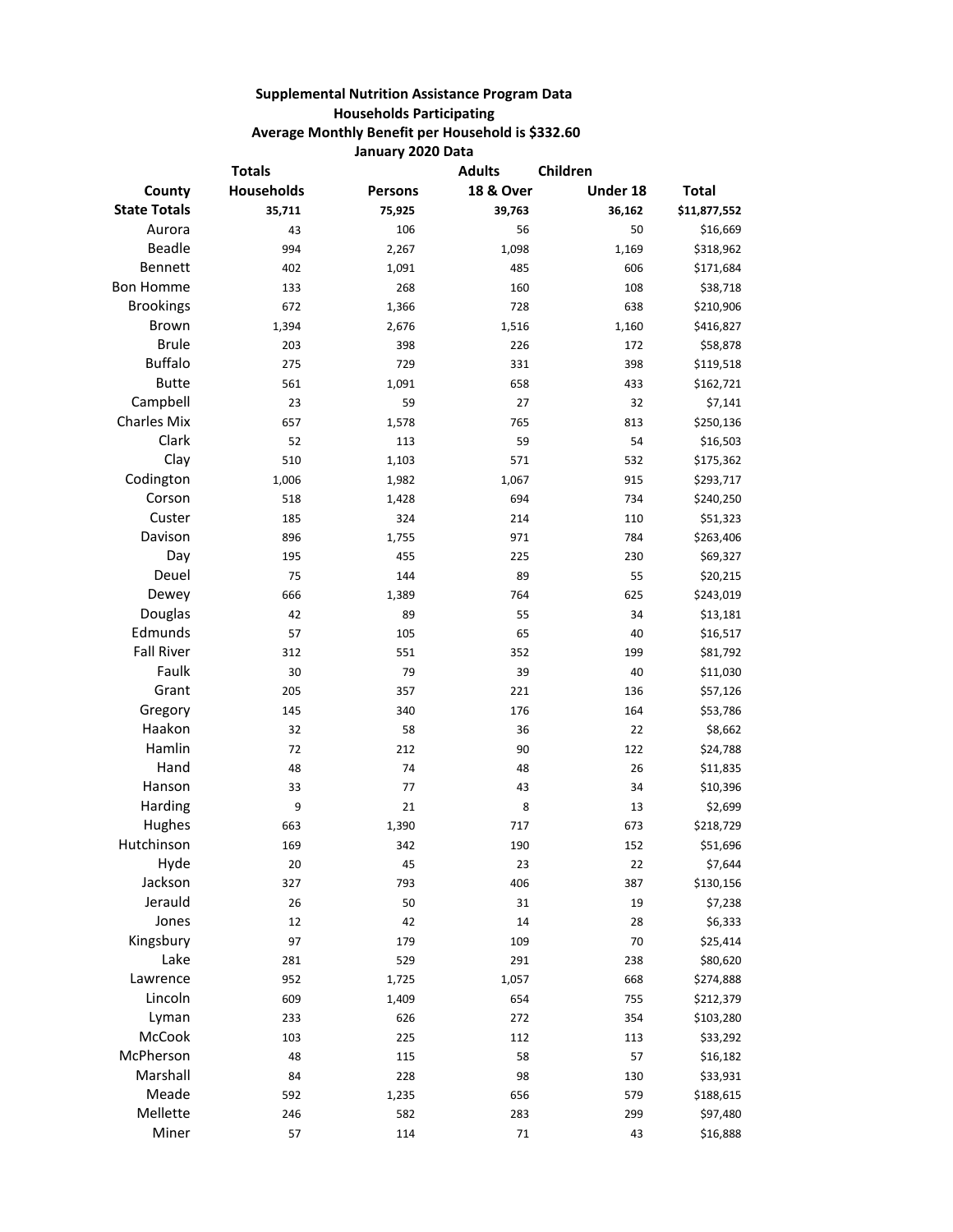**Supplemental Nutrition Assistance Program Data**
**Households Participating**
**Average Monthly Benefit per Household is $332.60**
**January 2020 Data**

| County | Totals Households | Persons | Adults 18 & Over | Children Under 18 | Total |
|---|---|---|---|---|---|
| **State Totals** | **35,711** | **75,925** | **39,763** | **36,162** | **$11,877,552** |
| Aurora | 43 | 106 | 56 | 50 | $16,669 |
| Beadle | 994 | 2,267 | 1,098 | 1,169 | $318,962 |
| Bennett | 402 | 1,091 | 485 | 606 | $171,684 |
| Bon Homme | 133 | 268 | 160 | 108 | $38,718 |
| Brookings | 672 | 1,366 | 728 | 638 | $210,906 |
| Brown | 1,394 | 2,676 | 1,516 | 1,160 | $416,827 |
| Brule | 203 | 398 | 226 | 172 | $58,878 |
| Buffalo | 275 | 729 | 331 | 398 | $119,518 |
| Butte | 561 | 1,091 | 658 | 433 | $162,721 |
| Campbell | 23 | 59 | 27 | 32 | $7,141 |
| Charles Mix | 657 | 1,578 | 765 | 813 | $250,136 |
| Clark | 52 | 113 | 59 | 54 | $16,503 |
| Clay | 510 | 1,103 | 571 | 532 | $175,362 |
| Codington | 1,006 | 1,982 | 1,067 | 915 | $293,717 |
| Corson | 518 | 1,428 | 694 | 734 | $240,250 |
| Custer | 185 | 324 | 214 | 110 | $51,323 |
| Davison | 896 | 1,755 | 971 | 784 | $263,406 |
| Day | 195 | 455 | 225 | 230 | $69,327 |
| Deuel | 75 | 144 | 89 | 55 | $20,215 |
| Dewey | 666 | 1,389 | 764 | 625 | $243,019 |
| Douglas | 42 | 89 | 55 | 34 | $13,181 |
| Edmunds | 57 | 105 | 65 | 40 | $16,517 |
| Fall River | 312 | 551 | 352 | 199 | $81,792 |
| Faulk | 30 | 79 | 39 | 40 | $11,030 |
| Grant | 205 | 357 | 221 | 136 | $57,126 |
| Gregory | 145 | 340 | 176 | 164 | $53,786 |
| Haakon | 32 | 58 | 36 | 22 | $8,662 |
| Hamlin | 72 | 212 | 90 | 122 | $24,788 |
| Hand | 48 | 74 | 48 | 26 | $11,835 |
| Hanson | 33 | 77 | 43 | 34 | $10,396 |
| Harding | 9 | 21 | 8 | 13 | $2,699 |
| Hughes | 663 | 1,390 | 717 | 673 | $218,729 |
| Hutchinson | 169 | 342 | 190 | 152 | $51,696 |
| Hyde | 20 | 45 | 23 | 22 | $7,644 |
| Jackson | 327 | 793 | 406 | 387 | $130,156 |
| Jerauld | 26 | 50 | 31 | 19 | $7,238 |
| Jones | 12 | 42 | 14 | 28 | $6,333 |
| Kingsbury | 97 | 179 | 109 | 70 | $25,414 |
| Lake | 281 | 529 | 291 | 238 | $80,620 |
| Lawrence | 952 | 1,725 | 1,057 | 668 | $274,888 |
| Lincoln | 609 | 1,409 | 654 | 755 | $212,379 |
| Lyman | 233 | 626 | 272 | 354 | $103,280 |
| McCook | 103 | 225 | 112 | 113 | $33,292 |
| McPherson | 48 | 115 | 58 | 57 | $16,182 |
| Marshall | 84 | 228 | 98 | 130 | $33,931 |
| Meade | 592 | 1,235 | 656 | 579 | $188,615 |
| Mellette | 246 | 582 | 283 | 299 | $97,480 |
| Miner | 57 | 114 | 71 | 43 | $16,888 |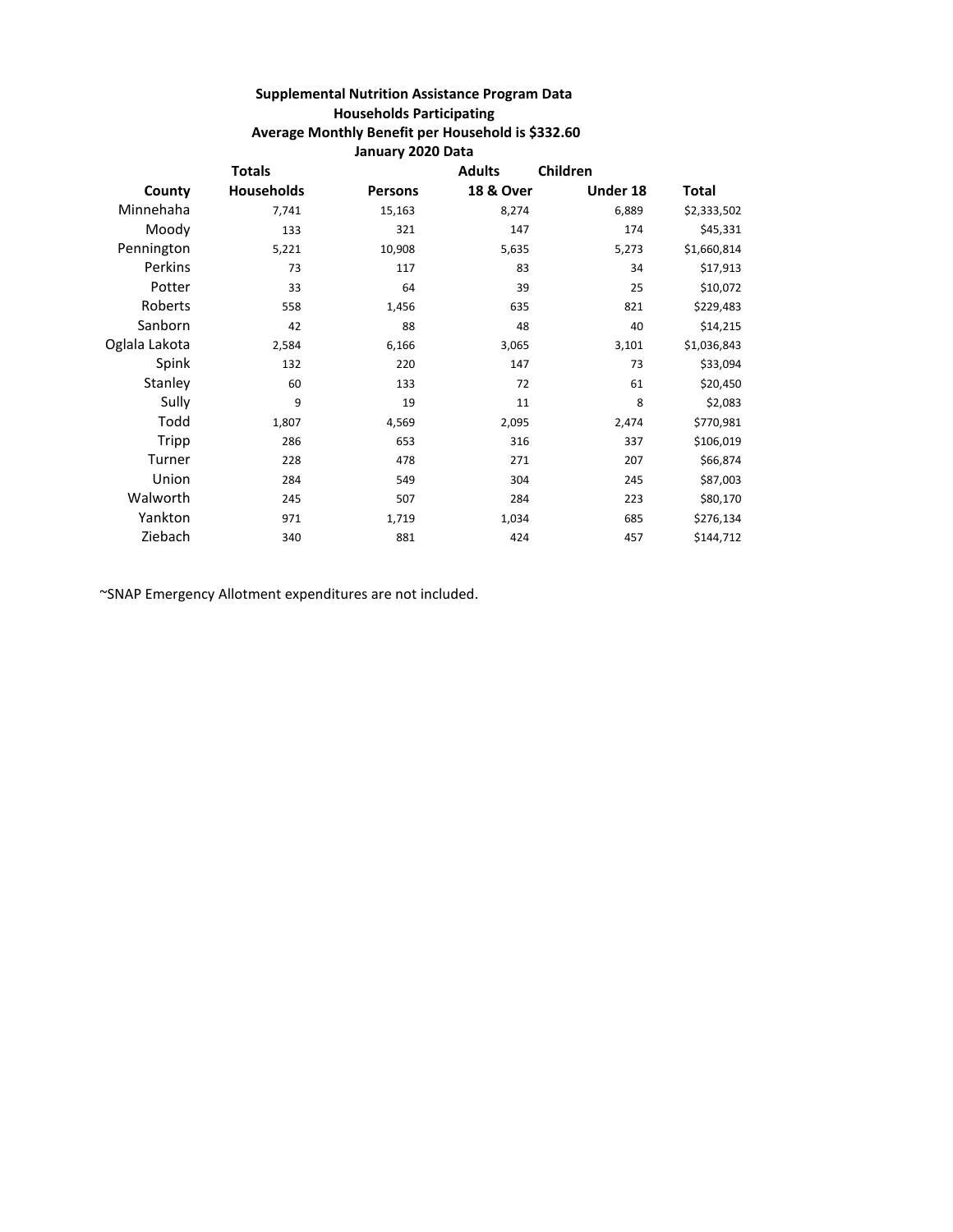**Supplemental Nutrition Assistance Program Data**
**Households Participating**
**Average Monthly Benefit per Household is $332.60**
**January 2020 Data**

| | Totals | | Adults | Children | |
|---|---|---|---|---|---|
| **County** | **Households** | **Persons** | **18 & Over** | **Under 18** | **Total** |
| Minnehaha | 7,741 | 15,163 | 8,274 | 6,889 | $2,333,502 |
| Moody | 133 | 321 | 147 | 174 | $45,331 |
| Pennington | 5,221 | 10,908 | 5,635 | 5,273 | $1,660,814 |
| Perkins | 73 | 117 | 83 | 34 | $17,913 |
| Potter | 33 | 64 | 39 | 25 | $10,072 |
| Roberts | 558 | 1,456 | 635 | 821 | $229,483 |
| Sanborn | 42 | 88 | 48 | 40 | $14,215 |
| Oglala Lakota | 2,584 | 6,166 | 3,065 | 3,101 | $1,036,843 |
| Spink | 132 | 220 | 147 | 73 | $33,094 |
| Stanley | 60 | 133 | 72 | 61 | $20,450 |
| Sully | 9 | 19 | 11 | 8 | $2,083 |
| Todd | 1,807 | 4,569 | 2,095 | 2,474 | $770,981 |
| Tripp | 286 | 653 | 316 | 337 | $106,019 |
| Turner | 228 | 478 | 271 | 207 | $66,874 |
| Union | 284 | 549 | 304 | 245 | $87,003 |
| Walworth | 245 | 507 | 284 | 223 | $80,170 |
| Yankton | 971 | 1,719 | 1,034 | 685 | $276,134 |
| Ziebach | 340 | 881 | 424 | 457 | $144,712 |

~SNAP Emergency Allotment expenditures are not included.